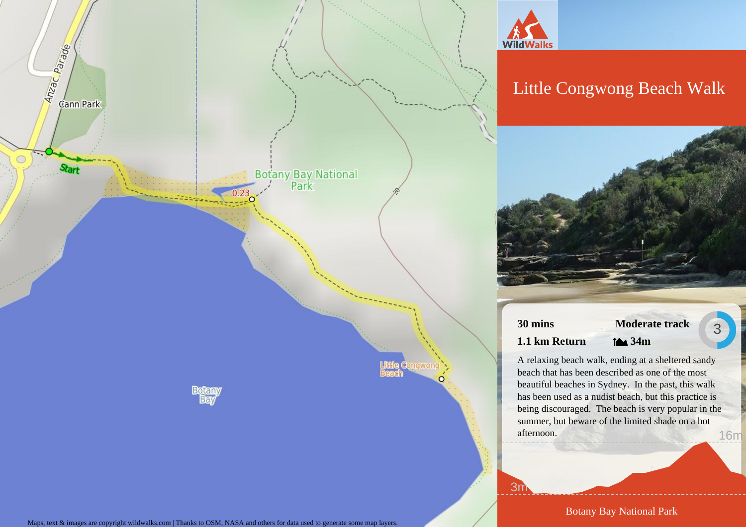# Little Congwong Beach Walk

**30 mins** | **Moderate track** | 3

**1.1 km Return** | **34m**

A relaxing beach walk, ending at a sheltered sandy beach that has been described as one of the most beautiful beaches in Sydney. In the past, this walk has been used as a nudist beach, but this practice is being discouraged. The beach is very popular in the summer, but beware of the limited shade on a hot afternoon.

Botany Bay National Park

Maps, text & images are copyright wildwalks.com | Thanks to OSM, NASA and others for data used to generate some map layers.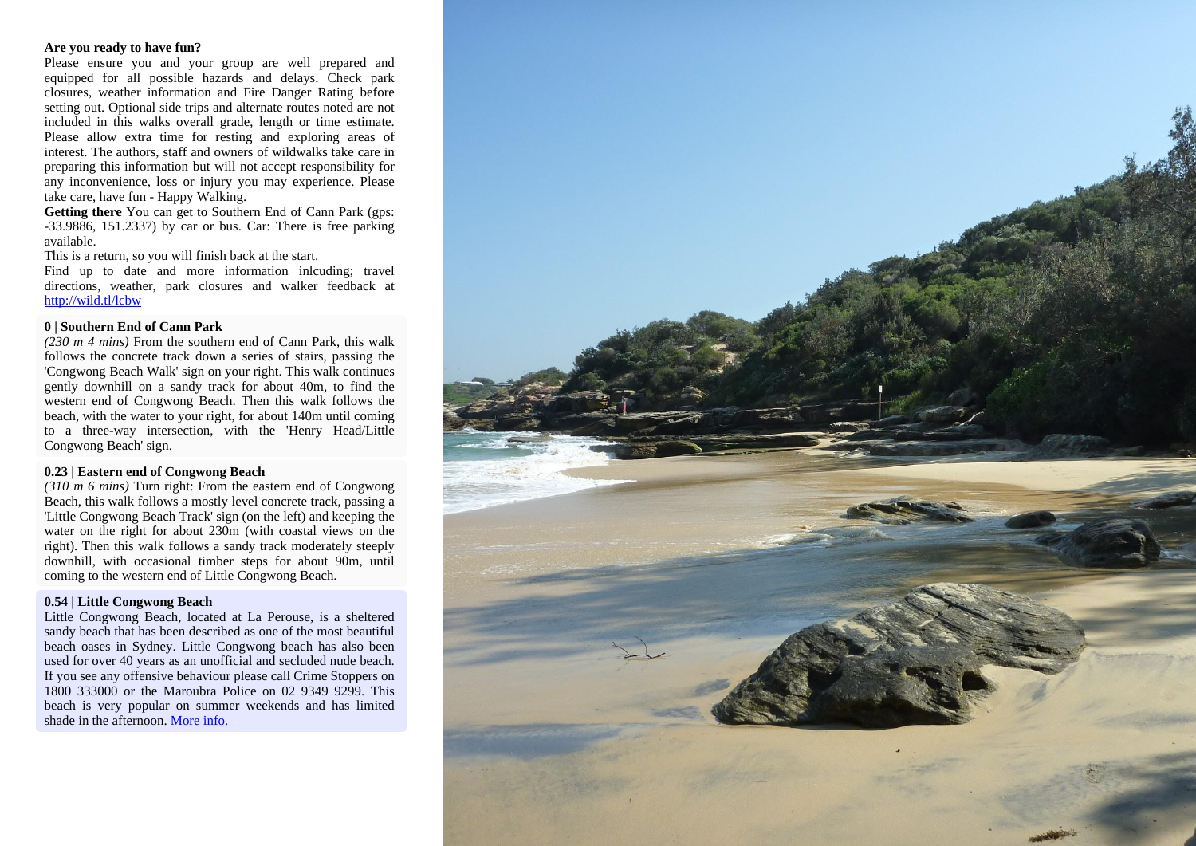**Are you ready to have fun?**

Please ensure you and your group are well prepared and equipped for all possible hazards and delays. Check park closures, weather information and Fire Danger Rating before setting out. Optional side trips and alternate routes noted are not included in this walks overall grade, length or time estimate. Please allow extra time for resting and exploring areas of interest. The authors, staff and owners of wildwalks take care in preparing this information but will not accept responsibility for any inconvenience, loss or injury you may experience. Please take care, have fun - Happy Walking.

**Getting there** You can get to Southern End of Cann Park (gps: -33.9886, 151.2337) by car or bus. Car: There is free parking available.

This is a return, so you will finish back at the start.

Find up to date and more information inlcuding; travel directions, weather, park closures and walker feedback at [http://wild.tl/lcbw](http://wild.tl/lcbw)

**0 | Southern End of Cann Park**

*(230 m 4 mins)* From the southern end of Cann Park, this walk follows the concrete track down a series of stairs, passing the 'Congwong Beach Walk' sign on your right. This walk continues gently downhill on a sandy track for about 40m, to find the western end of Congwong Beach. Then this walk follows the beach, with the water to your right, for about 140m until coming to a three-way intersection, with the 'Henry Head/Little Congwong Beach' sign.

**0.23 | Eastern end of Congwong Beach**

*(310 m 6 mins)* Turn right: From the eastern end of Congwong Beach, this walk follows a mostly level concrete track, passing a 'Little Congwong Beach Track' sign (on the left) and keeping the water on the right for about 230m (with coastal views on the right). Then this walk follows a sandy track moderately steeply downhill, with occasional timber steps for about 90m, until coming to the western end of Little Congwong Beach.

**0.54 | Little Congwong Beach**

Little Congwong Beach, located at La Perouse, is a sheltered sandy beach that has been described as one of the most beautiful beach oases in Sydney. Little Congwong beach has also been used for over 40 years as an unofficial and secluded nude beach. If you see any offensive behaviour please call Crime Stoppers on 1800 333000 or the Maroubra Police on 02 9349 9299. This beach is very popular on summer weekends and has limited shade in the afternoon. More info.